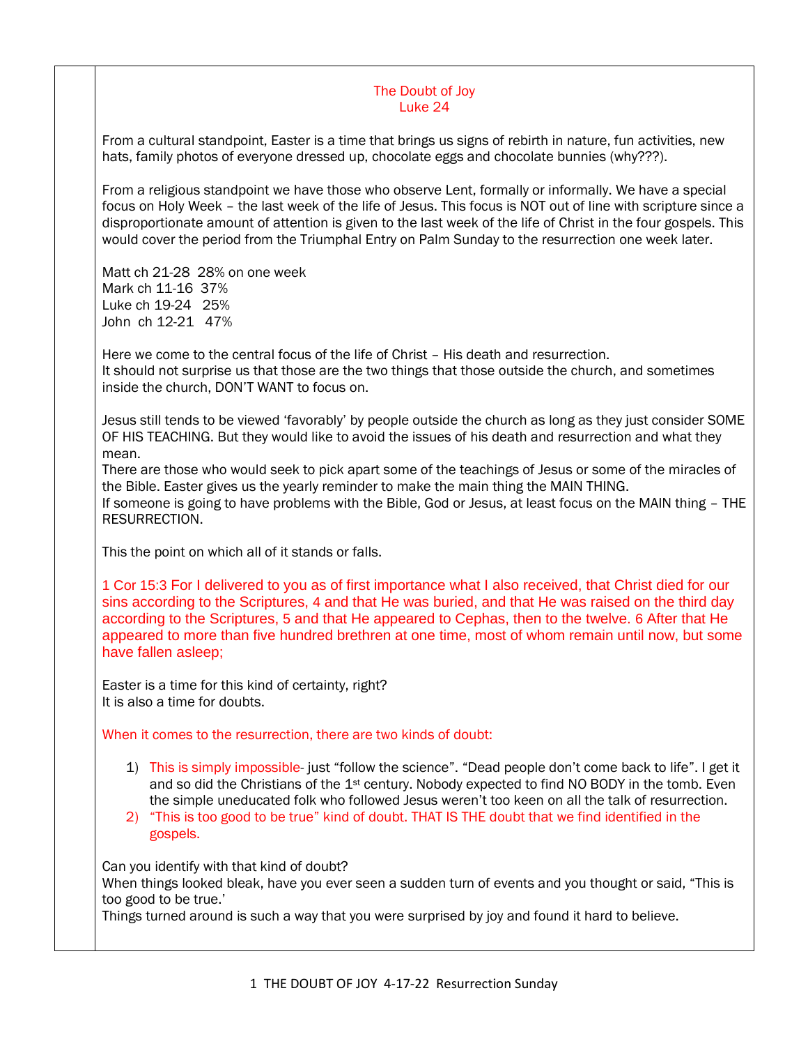# The Doubt of Joy
## Luke 24

From a cultural standpoint, Easter is a time that brings us signs of rebirth in nature, fun activities, new hats, family photos of everyone dressed up, chocolate eggs and chocolate bunnies (why???).

From a religious standpoint we have those who observe Lent, formally or informally. We have a special focus on Holy Week – the last week of the life of Jesus. This focus is NOT out of line with scripture since a disproportionate amount of attention is given to the last week of the life of Christ in the four gospels. This would cover the period from the Triumphal Entry on Palm Sunday to the resurrection one week later.

Matt ch 21-28 28% on one week
Mark ch 11-16 37%
Luke ch 19-24 25%
John ch 12-21 47%

Here we come to the central focus of the life of Christ – His death and resurrection.
It should not surprise us that those are the two things that those outside the church, and sometimes inside the church, DON'T WANT to focus on.

Jesus still tends to be viewed 'favorably' by people outside the church as long as they just consider SOME OF HIS TEACHING. But they would like to avoid the issues of his death and resurrection and what they mean.
There are those who would seek to pick apart some of the teachings of Jesus or some of the miracles of the Bible. Easter gives us the yearly reminder to make the main thing the MAIN THING.
If someone is going to have problems with the Bible, God or Jesus, at least focus on the MAIN thing – THE RESURRECTION.

This the point on which all of it stands or falls.

1 Cor 15:3 For I delivered to you as of first importance what I also received, that Christ died for our sins according to the Scriptures, 4 and that He was buried, and that He was raised on the third day according to the Scriptures, 5 and that He appeared to Cephas, then to the twelve. 6 After that He appeared to more than five hundred brethren at one time, most of whom remain until now, but some have fallen asleep;

Easter is a time for this kind of certainty, right?
It is also a time for doubts.

When it comes to the resurrection, there are two kinds of doubt:

1) This is simply impossible- just "follow the science". "Dead people don't come back to life". I get it and so did the Christians of the 1st century. Nobody expected to find NO BODY in the tomb. Even the simple uneducated folk who followed Jesus weren't too keen on all the talk of resurrection.
2) "This is too good to be true" kind of doubt. THAT IS THE doubt that we find identified in the gospels.

Can you identify with that kind of doubt?
When things looked bleak, have you ever seen a sudden turn of events and you thought or said, "This is too good to be true.'
Things turned around is such a way that you were surprised by joy and found it hard to believe.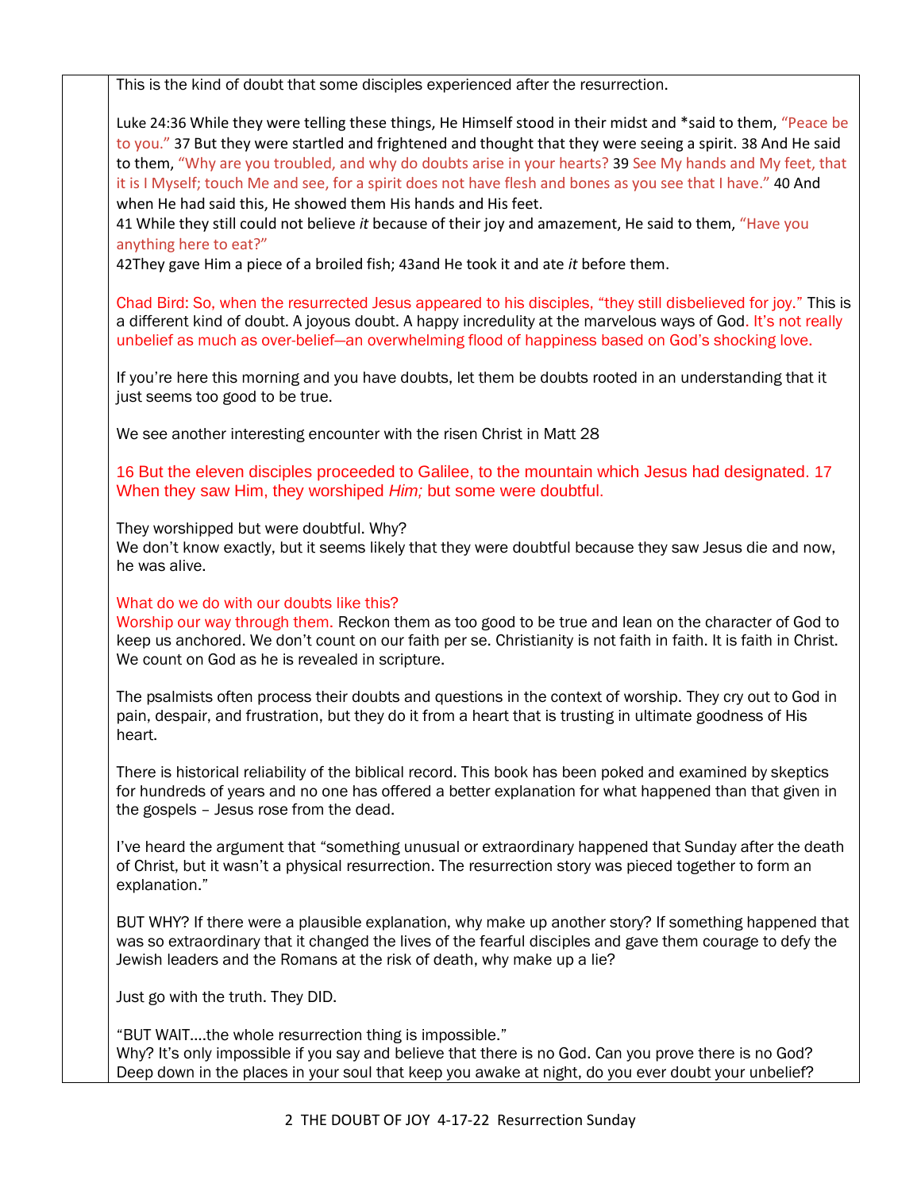This is the kind of doubt that some disciples experienced after the resurrection.

Luke 24:36 While they were telling these things, He Himself stood in their midst and *said to them, "Peace be to you." 37 But they were startled and frightened and thought that they were seeing a spirit. 38 And He said to them, "Why are you troubled, and why do doubts arise in your hearts? 39 See My hands and My feet, that it is I Myself; touch Me and see, for a spirit does not have flesh and bones as you see that I have." 40 And when He had said this, He showed them His hands and His feet.
41 While they still could not believe *it* because of their joy and amazement, He said to them, "Have you anything here to eat?"
42They gave Him a piece of a broiled fish; 43and He took it and ate *it* before them.

Chad Bird: So, when the resurrected Jesus appeared to his disciples, "they still disbelieved for joy." This is a different kind of doubt. A joyous doubt. A happy incredulity at the marvelous ways of God. It's not really unbelief as much as over-belief—an overwhelming flood of happiness based on God's shocking love.

If you're here this morning and you have doubts, let them be doubts rooted in an understanding that it just seems too good to be true.

We see another interesting encounter with the risen Christ in Matt 28

16 But the eleven disciples proceeded to Galilee, to the mountain which Jesus had designated. 17 When they saw Him, they worshiped *Him;* but some were doubtful.

They worshipped but were doubtful. Why?
We don't know exactly, but it seems likely that they were doubtful because they saw Jesus die and now, he was alive.

What do we do with our doubts like this?
Worship our way through them. Reckon them as too good to be true and lean on the character of God to keep us anchored. We don't count on our faith per se. Christianity is not faith in faith. It is faith in Christ. We count on God as he is revealed in scripture.

The psalmists often process their doubts and questions in the context of worship. They cry out to God in pain, despair, and frustration, but they do it from a heart that is trusting in ultimate goodness of His heart.

There is historical reliability of the biblical record. This book has been poked and examined by skeptics for hundreds of years and no one has offered a better explanation for what happened than that given in the gospels – Jesus rose from the dead.

I've heard the argument that "something unusual or extraordinary happened that Sunday after the death of Christ, but it wasn't a physical resurrection. The resurrection story was pieced together to form an explanation."

BUT WHY? If there were a plausible explanation, why make up another story? If something happened that was so extraordinary that it changed the lives of the fearful disciples and gave them courage to defy the Jewish leaders and the Romans at the risk of death, why make up a lie?

Just go with the truth. They DID.

"BUT WAIT....the whole resurrection thing is impossible."
Why? It's only impossible if you say and believe that there is no God. Can you prove there is no God? Deep down in the places in your soul that keep you awake at night, do you ever doubt your unbelief?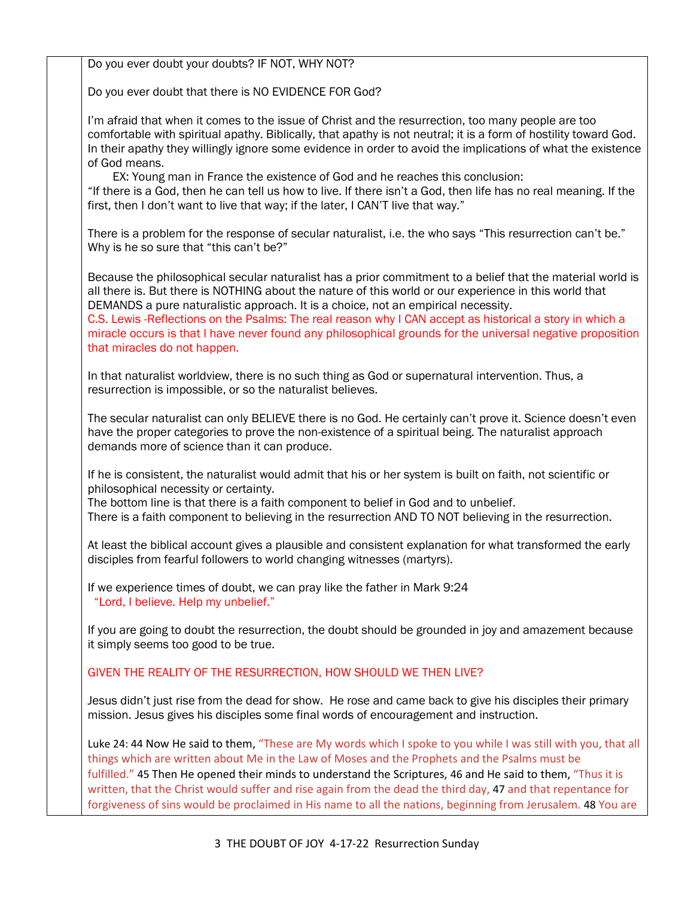Do you ever doubt your doubts? IF NOT, WHY NOT?

Do you ever doubt that there is NO EVIDENCE FOR God?

I'm afraid that when it comes to the issue of Christ and the resurrection, too many people are too comfortable with spiritual apathy. Biblically, that apathy is not neutral; it is a form of hostility toward God. In their apathy they willingly ignore some evidence in order to avoid the implications of what the existence of God means.

EX: Young man in France the existence of God and he reaches this conclusion:
"If there is a God, then he can tell us how to live. If there isn't a God, then life has no real meaning. If the first, then I don't want to live that way; if the later, I CAN'T live that way."

There is a problem for the response of secular naturalist, i.e. the who says "This resurrection can't be." Why is he so sure that "this can't be?"

Because the philosophical secular naturalist has a prior commitment to a belief that the material world is all there is. But there is NOTHING about the nature of this world or our experience in this world that DEMANDS a pure naturalistic approach. It is a choice, not an empirical necessity.
C.S. Lewis -Reflections on the Psalms: The real reason why I CAN accept as historical a story in which a miracle occurs is that I have never found any philosophical grounds for the universal negative proposition that miracles do not happen.

In that naturalist worldview, there is no such thing as God or supernatural intervention. Thus, a resurrection is impossible, or so the naturalist believes.

The secular naturalist can only BELIEVE there is no God. He certainly can't prove it. Science doesn't even have the proper categories to prove the non-existence of a spiritual being. The naturalist approach demands more of science than it can produce.

If he is consistent, the naturalist would admit that his or her system is built on faith, not scientific or philosophical necessity or certainty.
The bottom line is that there is a faith component to belief in God and to unbelief.
There is a faith component to believing in the resurrection AND TO NOT believing in the resurrection.

At least the biblical account gives a plausible and consistent explanation for what transformed the early disciples from fearful followers to world changing witnesses (martyrs).

If we experience times of doubt, we can pray like the father in Mark 9:24
"Lord, I believe. Help my unbelief."

If you are going to doubt the resurrection, the doubt should be grounded in joy and amazement because it simply seems too good to be true.

GIVEN THE REALITY OF THE RESURRECTION, HOW SHOULD WE THEN LIVE?

Jesus didn't just rise from the dead for show. He rose and came back to give his disciples their primary mission. Jesus gives his disciples some final words of encouragement and instruction.

Luke 24: 44 Now He said to them, "These are My words which I spoke to you while I was still with you, that all things which are written about Me in the Law of Moses and the Prophets and the Psalms must be fulfilled." 45 Then He opened their minds to understand the Scriptures, 46 and He said to them, "Thus it is written, that the Christ would suffer and rise again from the dead the third day, 47 and that repentance for forgiveness of sins would be proclaimed in His name to all the nations, beginning from Jerusalem. 48 You are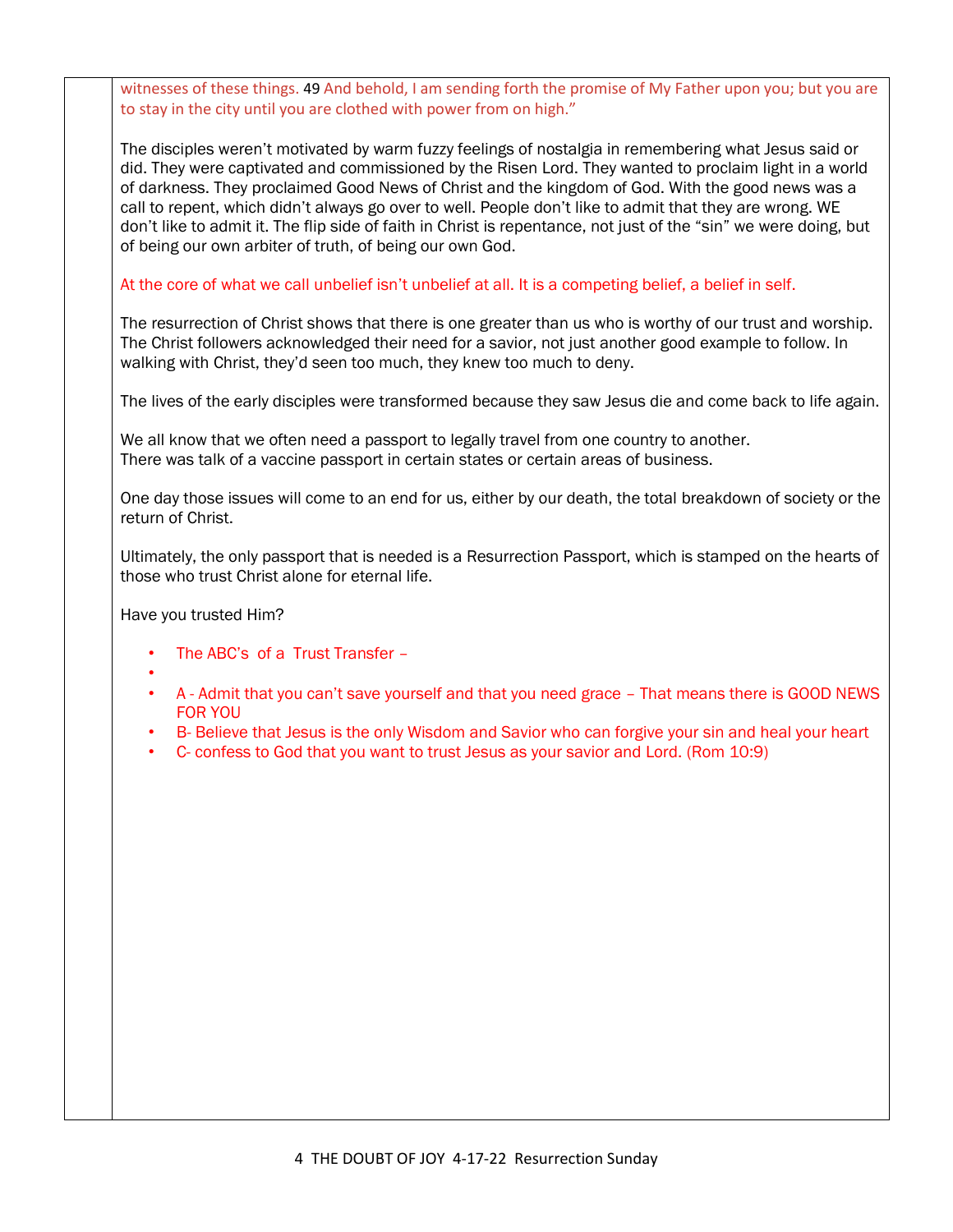witnesses of these things. 49 And behold, I am sending forth the promise of My Father upon you; but you are to stay in the city until you are clothed with power from on high."

The disciples weren't motivated by warm fuzzy feelings of nostalgia in remembering what Jesus said or did. They were captivated and commissioned by the Risen Lord. They wanted to proclaim light in a world of darkness. They proclaimed Good News of Christ and the kingdom of God. With the good news was a call to repent, which didn't always go over to well. People don't like to admit that they are wrong. WE don't like to admit it. The flip side of faith in Christ is repentance, not just of the "sin" we were doing, but of being our own arbiter of truth, of being our own God.

At the core of what we call unbelief isn't unbelief at all. It is a competing belief, a belief in self.

The resurrection of Christ shows that there is one greater than us who is worthy of our trust and worship. The Christ followers acknowledged their need for a savior, not just another good example to follow. In walking with Christ, they'd seen too much, they knew too much to deny.

The lives of the early disciples were transformed because they saw Jesus die and come back to life again.

We all know that we often need a passport to legally travel from one country to another.
There was talk of a vaccine passport in certain states or certain areas of business.

One day those issues will come to an end for us, either by our death, the total breakdown of society or the return of Christ.

Ultimately, the only passport that is needed is a Resurrection Passport, which is stamped on the hearts of those who trust Christ alone for eternal life.

Have you trusted Him?

- The ABC's of a Trust Transfer –
- 
- A - Admit that you can't save yourself and that you need grace – That means there is GOOD NEWS FOR YOU
- B- Believe that Jesus is the only Wisdom and Savior who can forgive your sin and heal your heart
- C- confess to God that you want to trust Jesus as your savior and Lord. (Rom 10:9)